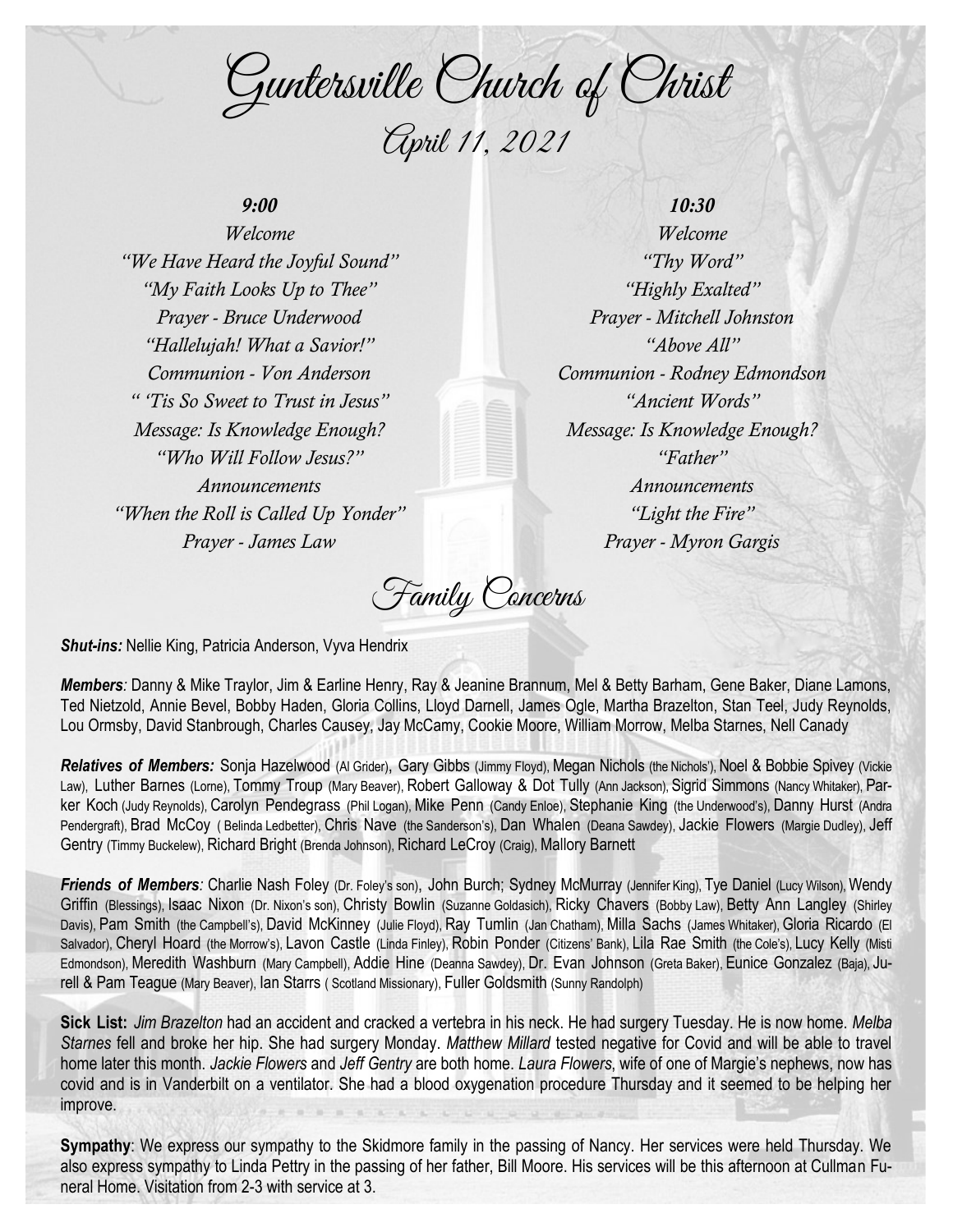# Guntersville Church of Christ

## April 11, 2021

### *9:00*

*Welcome*
*"We Have Heard the Joyful Sound"*
*"My Faith Looks Up to Thee"*
*Prayer - Bruce Underwood*
*"Hallelujah! What a Savior!"*
*Communion - Von Anderson*
*" 'Tis So Sweet to Trust in Jesus"*
*Message: Is Knowledge Enough?*
*"Who Will Follow Jesus?"*
*Announcements*
*"When the Roll is Called Up Yonder"*
*Prayer - James Law*

### *10:30*

*Welcome*
*"Thy Word"*
*"Highly Exalted"*
*Prayer - Mitchell Johnston*
*"Above All"*
*Communion - Rodney Edmondson*
*"Ancient Words"*
*Message: Is Knowledge Enough?*
*"Father"*
*Announcements*
*"Light the Fire"*
*Prayer - Myron Gargis*

## Family Concerns

***Shut-ins:*** Nellie King, Patricia Anderson, Vyva Hendrix

***Members:*** Danny & Mike Traylor, Jim & Earline Henry, Ray & Jeanine Brannum, Mel & Betty Barham, Gene Baker, Diane Lamons, Ted Nietzold, Annie Bevel, Bobby Haden, Gloria Collins, Lloyd Darnell, James Ogle, Martha Brazelton, Stan Teel, Judy Reynolds, Lou Ormsby, David Stanbrough, Charles Causey, Jay McCamy, Cookie Moore, William Morrow, Melba Starnes, Nell Canady

***Relatives of Members:*** Sonja Hazelwood (Al Grider), Gary Gibbs (Jimmy Floyd), Megan Nichols (the Nichols'), Noel & Bobbie Spivey (Vickie Law), Luther Barnes (Lorne), Tommy Troup (Mary Beaver), Robert Galloway & Dot Tully (Ann Jackson), Sigrid Simmons (Nancy Whitaker), Parker Koch (Judy Reynolds), Carolyn Pendegrass (Phil Logan), Mike Penn (Candy Enloe), Stephanie King (the Underwood's), Danny Hurst (Andra Pendergraft), Brad McCoy ( Belinda Ledbetter), Chris Nave (the Sanderson's), Dan Whalen (Deana Sawdey), Jackie Flowers (Margie Dudley), Jeff Gentry (Timmy Buckelew), Richard Bright (Brenda Johnson), Richard LeCroy (Craig), Mallory Barnett

***Friends of Members:*** Charlie Nash Foley (Dr. Foley's son), John Burch; Sydney McMurray (Jennifer King), Tye Daniel (Lucy Wilson), Wendy Griffin (Blessings), Isaac Nixon (Dr. Nixon's son), Christy Bowlin (Suzanne Goldasich), Ricky Chavers (Bobby Law), Betty Ann Langley (Shirley Davis), Pam Smith (the Campbell's), David McKinney (Julie Floyd), Ray Tumlin (Jan Chatham), Milla Sachs (James Whitaker), Gloria Ricardo (El Salvador), Cheryl Hoard (the Morrow's), Lavon Castle (Linda Finley), Robin Ponder (Citizens' Bank), Lila Rae Smith (the Cole's), Lucy Kelly (Misti Edmondson), Meredith Washburn (Mary Campbell), Addie Hine (Deanna Sawdey), Dr. Evan Johnson (Greta Baker), Eunice Gonzalez (Baja), Jurell & Pam Teague (Mary Beaver), Ian Starrs ( Scotland Missionary), Fuller Goldsmith (Sunny Randolph)

**Sick List:** *Jim Brazelton* had an accident and cracked a vertebra in his neck. He had surgery Tuesday. He is now home. *Melba Starnes* fell and broke her hip. She had surgery Monday. *Matthew Millard* tested negative for Covid and will be able to travel home later this month. *Jackie Flowers* and *Jeff Gentry* are both home. *Laura Flowers*, wife of one of Margie's nephews, now has covid and is in Vanderbilt on a ventilator. She had a blood oxygenation procedure Thursday and it seemed to be helping her improve.

**Sympathy**: We express our sympathy to the Skidmore family in the passing of Nancy. Her services were held Thursday. We also express sympathy to Linda Pettry in the passing of her father, Bill Moore. His services will be this afternoon at Cullman Funeral Home. Visitation from 2-3 with service at 3.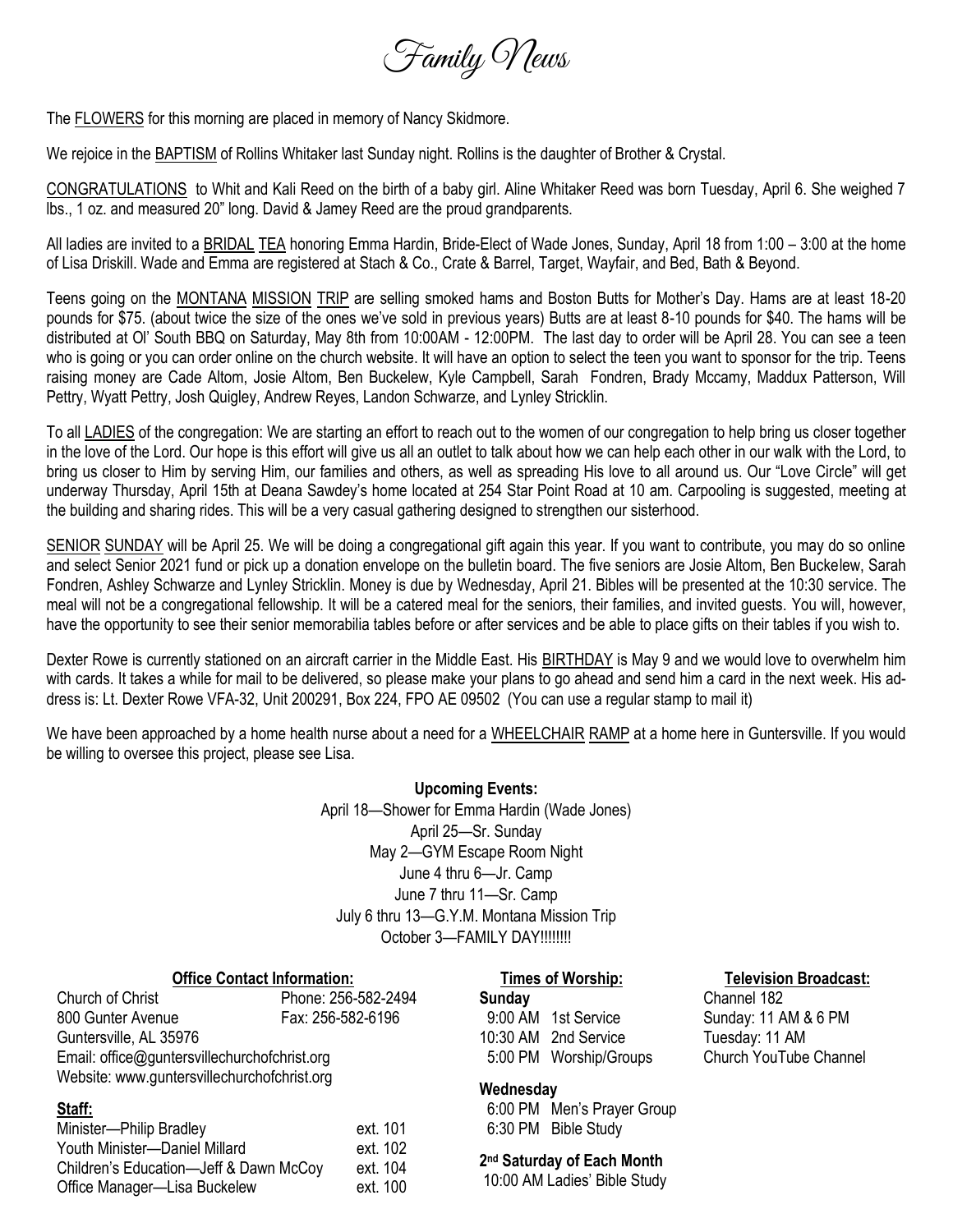# Family News

The FLOWERS for this morning are placed in memory of Nancy Skidmore.

We rejoice in the BAPTISM of Rollins Whitaker last Sunday night. Rollins is the daughter of Brother & Crystal.

CONGRATULATIONS to Whit and Kali Reed on the birth of a baby girl. Aline Whitaker Reed was born Tuesday, April 6. She weighed 7 lbs., 1 oz. and measured 20" long. David & Jamey Reed are the proud grandparents.

All ladies are invited to a BRIDAL TEA honoring Emma Hardin, Bride-Elect of Wade Jones, Sunday, April 18 from 1:00 – 3:00 at the home of Lisa Driskill. Wade and Emma are registered at Stach & Co., Crate & Barrel, Target, Wayfair, and Bed, Bath & Beyond.

Teens going on the MONTANA MISSION TRIP are selling smoked hams and Boston Butts for Mother's Day. Hams are at least 18-20 pounds for $75. (about twice the size of the ones we've sold in previous years) Butts are at least 8-10 pounds for $40. The hams will be distributed at Ol' South BBQ on Saturday, May 8th from 10:00AM - 12:00PM. The last day to order will be April 28. You can see a teen who is going or you can order online on the church website. It will have an option to select the teen you want to sponsor for the trip. Teens raising money are Cade Altom, Josie Altom, Ben Buckelew, Kyle Campbell, Sarah Fondren, Brady Mccamy, Maddux Patterson, Will Pettry, Wyatt Pettry, Josh Quigley, Andrew Reyes, Landon Schwarze, and Lynley Stricklin.

To all LADIES of the congregation: We are starting an effort to reach out to the women of our congregation to help bring us closer together in the love of the Lord. Our hope is this effort will give us all an outlet to talk about how we can help each other in our walk with the Lord, to bring us closer to Him by serving Him, our families and others, as well as spreading His love to all around us. Our "Love Circle" will get underway Thursday, April 15th at Deana Sawdey's home located at 254 Star Point Road at 10 am. Carpooling is suggested, meeting at the building and sharing rides. This will be a very casual gathering designed to strengthen our sisterhood.

SENIOR SUNDAY will be April 25. We will be doing a congregational gift again this year. If you want to contribute, you may do so online and select Senior 2021 fund or pick up a donation envelope on the bulletin board. The five seniors are Josie Altom, Ben Buckelew, Sarah Fondren, Ashley Schwarze and Lynley Stricklin. Money is due by Wednesday, April 21. Bibles will be presented at the 10:30 service. The meal will not be a congregational fellowship. It will be a catered meal for the seniors, their families, and invited guests. You will, however, have the opportunity to see their senior memorabilia tables before or after services and be able to place gifts on their tables if you wish to.

Dexter Rowe is currently stationed on an aircraft carrier in the Middle East. His BIRTHDAY is May 9 and we would love to overwhelm him with cards. It takes a while for mail to be delivered, so please make your plans to go ahead and send him a card in the next week. His address is: Lt. Dexter Rowe VFA-32, Unit 200291, Box 224, FPO AE 09502 (You can use a regular stamp to mail it)

We have been approached by a home health nurse about a need for a WHEELCHAIR RAMP at a home here in Guntersville. If you would be willing to oversee this project, please see Lisa.

**Upcoming Events:**

April 18—Shower for Emma Hardin (Wade Jones)
April 25—Sr. Sunday
May 2—GYM Escape Room Night
June 4 thru 6—Jr. Camp
June 7 thru 11—Sr. Camp
July 6 thru 13—G.Y.M. Montana Mission Trip
October 3—FAMILY DAY!!!!!!!!

**Office Contact Information:**

Church of Christ — Phone: 256-582-2494
800 Gunter Avenue — Fax: 256-582-6196
Guntersville, AL 35976
Email: office@guntersvillechurchofchrist.org
Website: www.guntersvillechurchofchrist.org

**Staff:**

| | |
|---|---|
| Minister—Philip Bradley | ext. 101 |
| Youth Minister—Daniel Millard | ext. 102 |
| Children's Education—Jeff & Dawn McCoy | ext. 104 |
| Office Manager—Lisa Buckelew | ext. 100 |

**Times of Worship:**

**Sunday**
9:00 AM 1st Service
10:30 AM 2nd Service
5:00 PM Worship/Groups

**Wednesday**
6:00 PM Men's Prayer Group
6:30 PM Bible Study

**2nd Saturday of Each Month**
10:00 AM Ladies' Bible Study

**Television Broadcast:**

Channel 182
Sunday: 11 AM & 6 PM
Tuesday: 11 AM
Church YouTube Channel